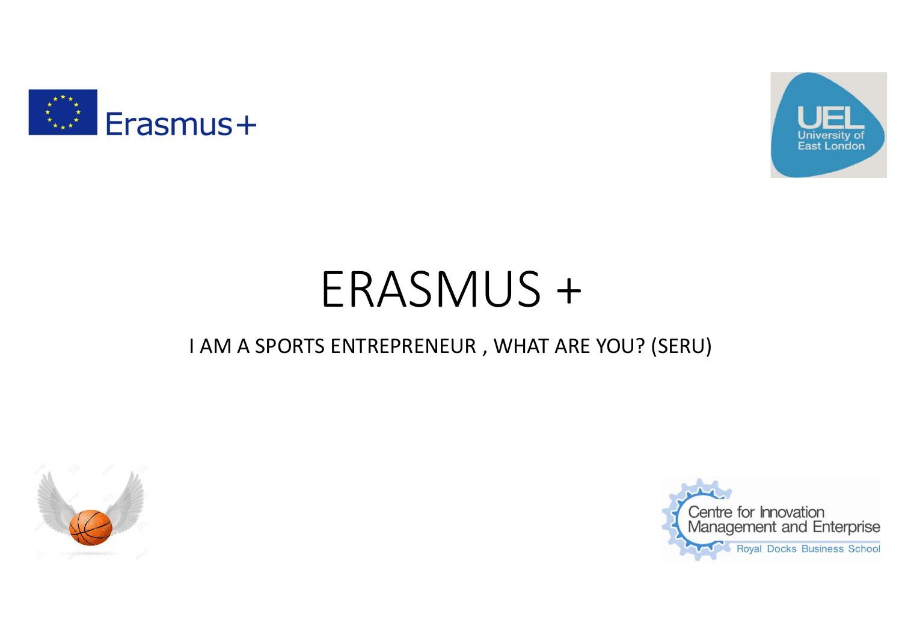# ERASMUS +

I AM A SPORTS ENTREPRENEUR , WHAT ARE YOU? (SERU)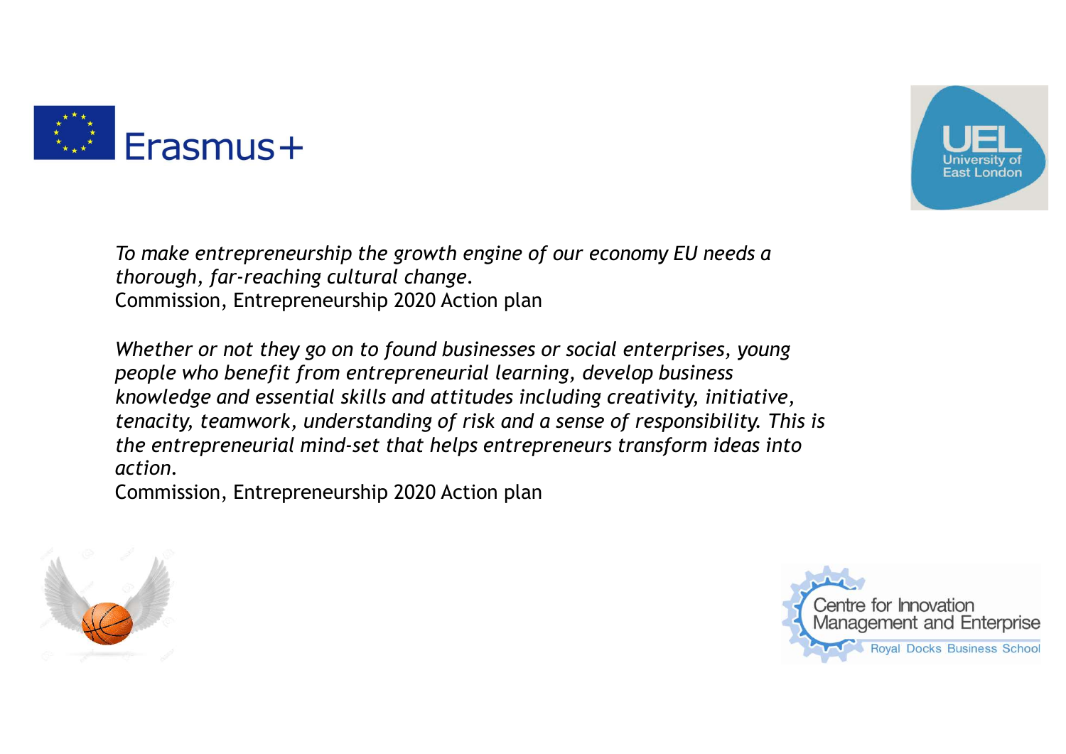*To make entrepreneurship the growth engine of our economy EU needs a thorough, far-reaching cultural change.*
Commission, Entrepreneurship 2020 Action plan

*Whether or not they go on to found businesses or social enterprises, young people who benefit from entrepreneurial learning, develop business knowledge and essential skills and attitudes including creativity, initiative, tenacity, teamwork, understanding of risk and a sense of responsibility. This is the entrepreneurial mind-set that helps entrepreneurs transform ideas into action.*
Commission, Entrepreneurship 2020 Action plan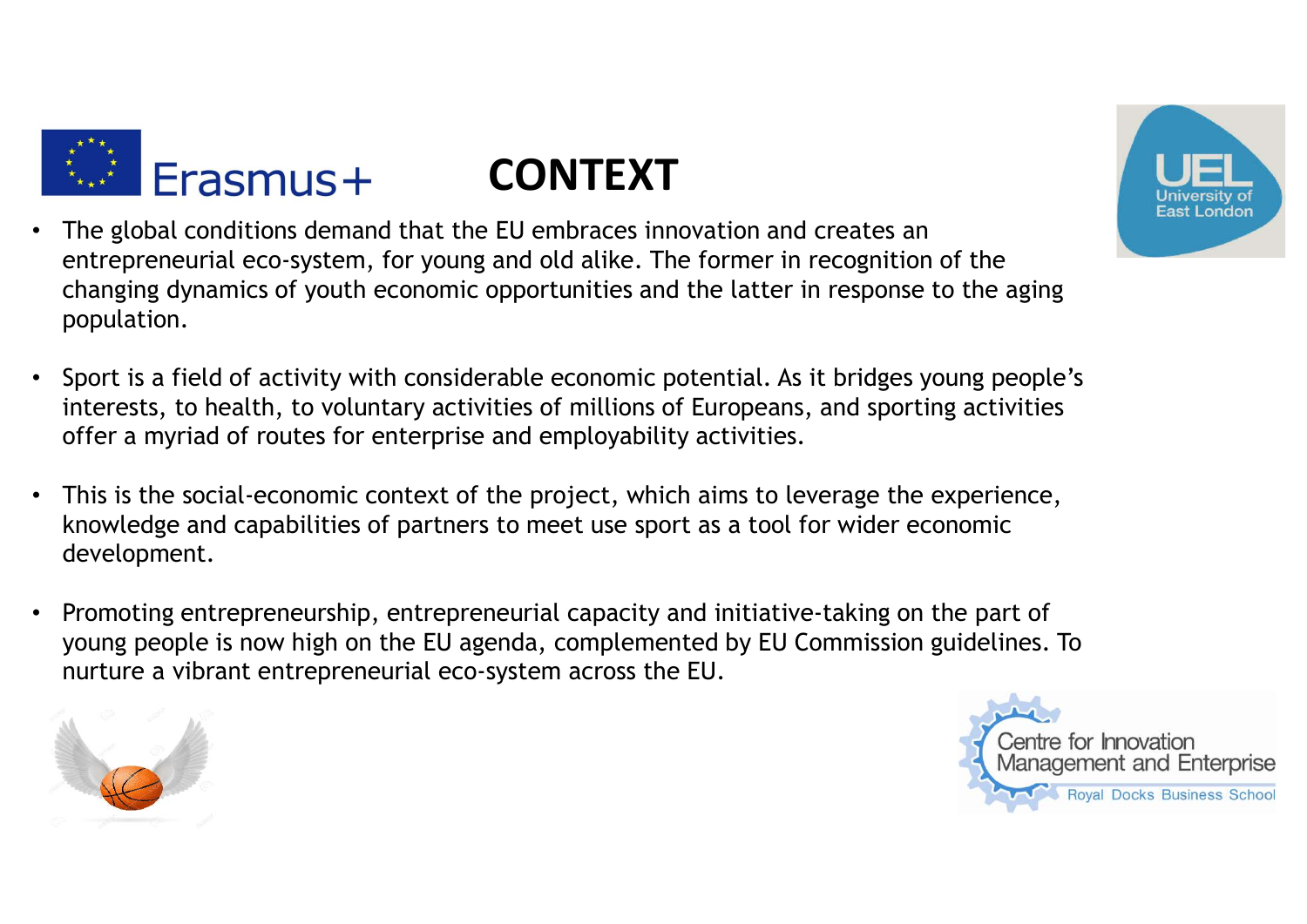# CONTEXT

- The global conditions demand that the EU embraces innovation and creates an entrepreneurial eco-system, for young and old alike. The former in recognition of the changing dynamics of youth economic opportunities and the latter in response to the aging population.

- Sport is a field of activity with considerable economic potential. As it bridges young people's interests, to health, to voluntary activities of millions of Europeans, and sporting activities offer a myriad of routes for enterprise and employability activities.

- This is the social-economic context of the project, which aims to leverage the experience, knowledge and capabilities of partners to meet use sport as a tool for wider economic development.

- Promoting entrepreneurship, entrepreneurial capacity and initiative-taking on the part of young people is now high on the EU agenda, complemented by EU Commission guidelines. To nurture a vibrant entrepreneurial eco-system across the EU.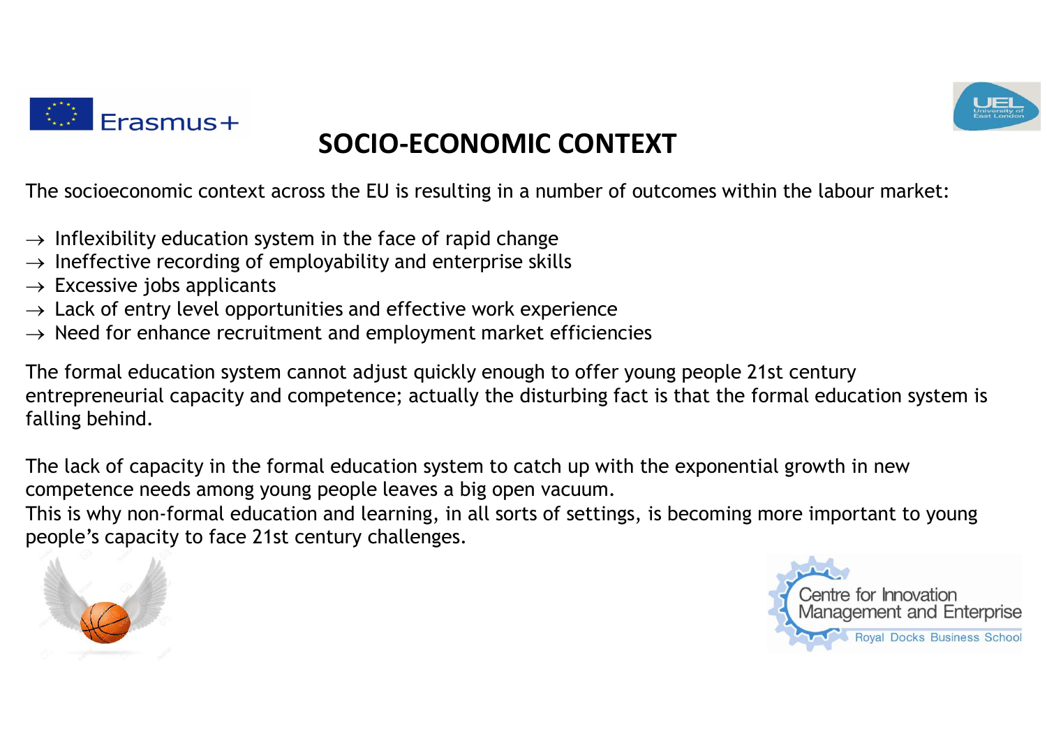# SOCIO-ECONOMIC CONTEXT

The socioeconomic context across the EU is resulting in a number of outcomes within the labour market:

- → Inflexibility education system in the face of rapid change
- → Ineffective recording of employability and enterprise skills
- → Excessive jobs applicants
- → Lack of entry level opportunities and effective work experience
- → Need for enhance recruitment and employment market efficiencies

The formal education system cannot adjust quickly enough to offer young people 21st century entrepreneurial capacity and competence; actually the disturbing fact is that the formal education system is falling behind.

The lack of capacity in the formal education system to catch up with the exponential growth in new competence needs among young people leaves a big open vacuum.
This is why non-formal education and learning, in all sorts of settings, is becoming more important to young people's capacity to face 21st century challenges.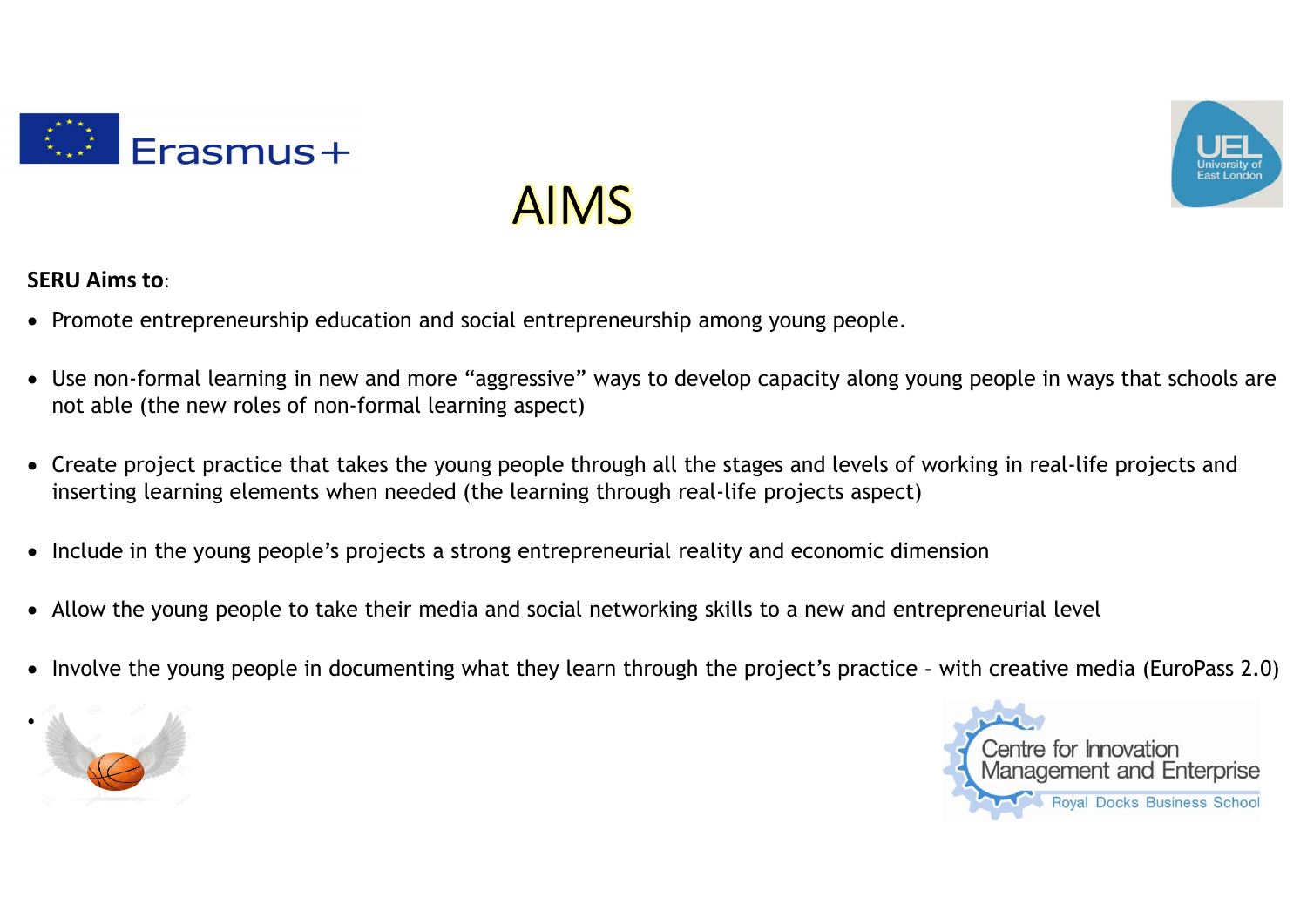# AIMS

**SERU Aims to**:

- Promote entrepreneurship education and social entrepreneurship among young people.
- Use non-formal learning in new and more “aggressive” ways to develop capacity along young people in ways that schools are not able (the new roles of non-formal learning aspect)
- Create project practice that takes the young people through all the stages and levels of working in real-life projects and inserting learning elements when needed (the learning through real-life projects aspect)
- Include in the young people’s projects a strong entrepreneurial reality and economic dimension
- Allow the young people to take their media and social networking skills to a new and entrepreneurial level
- Involve the young people in documenting what they learn through the project’s practice – with creative media (EuroPass 2.0)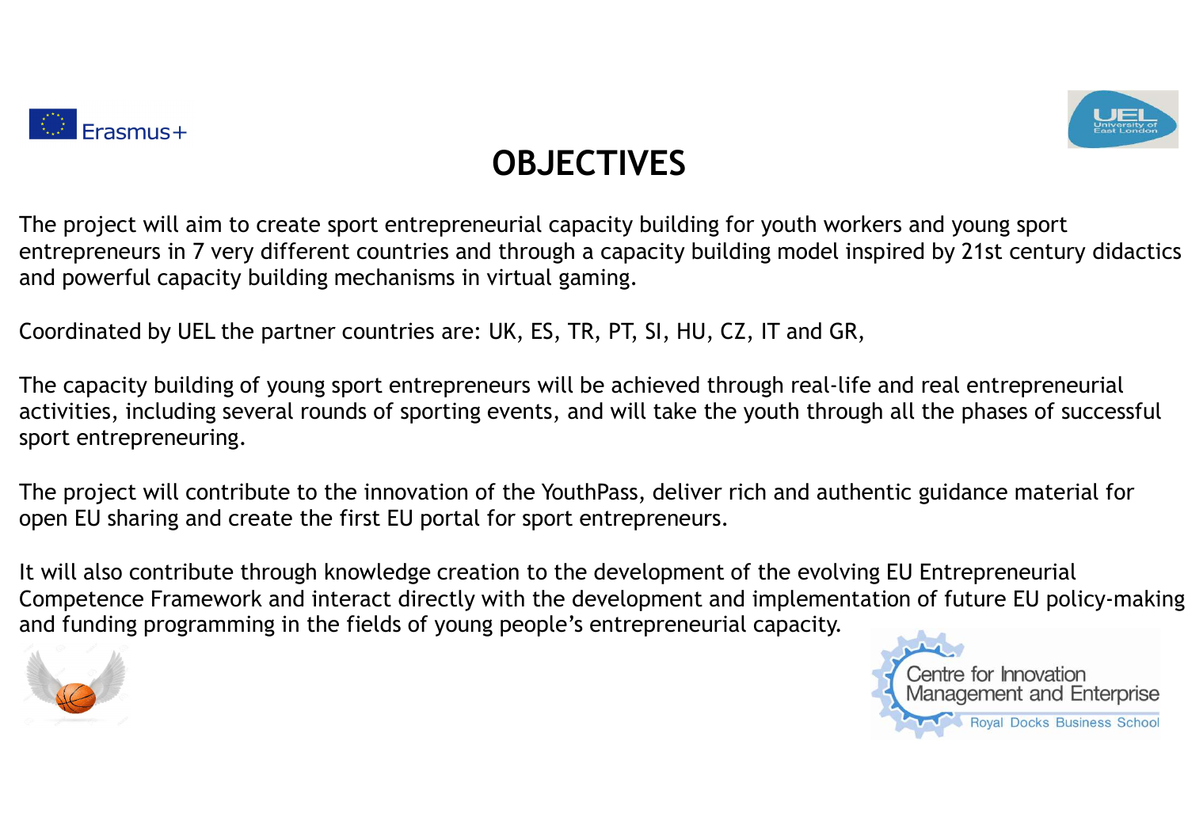# OBJECTIVES

The project will aim to create sport entrepreneurial capacity building for youth workers and young sport entrepreneurs in 7 very different countries and through a capacity building model inspired by 21st century didactics and powerful capacity building mechanisms in virtual gaming.

Coordinated by UEL the partner countries are: UK, ES, TR, PT, SI, HU, CZ, IT and GR,

The capacity building of young sport entrepreneurs will be achieved through real-life and real entrepreneurial activities, including several rounds of sporting events, and will take the youth through all the phases of successful sport entrepreneuring.

The project will contribute to the innovation of the YouthPass, deliver rich and authentic guidance material for open EU sharing and create the first EU portal for sport entrepreneurs.

It will also contribute through knowledge creation to the development of the evolving EU Entrepreneurial Competence Framework and interact directly with the development and implementation of future EU policy-making and funding programming in the fields of young people's entrepreneurial capacity.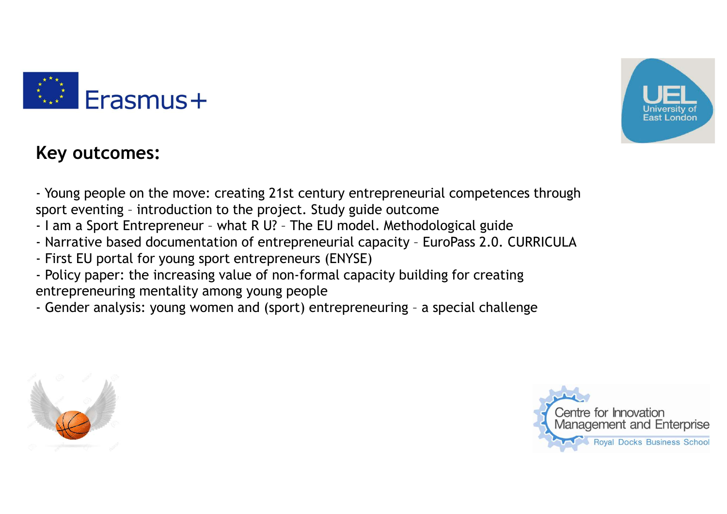## Key outcomes:

- Young people on the move: creating 21st century entrepreneurial competences through sport eventing – introduction to the project. Study guide outcome
- I am a Sport Entrepreneur – what R U? – The EU model. Methodological guide
- Narrative based documentation of entrepreneurial capacity – EuroPass 2.0. CURRICULA
- First EU portal for young sport entrepreneurs (ENYSE)
- Policy paper: the increasing value of non-formal capacity building for creating entrepreneuring mentality among young people
- Gender analysis: young women and (sport) entrepreneuring – a special challenge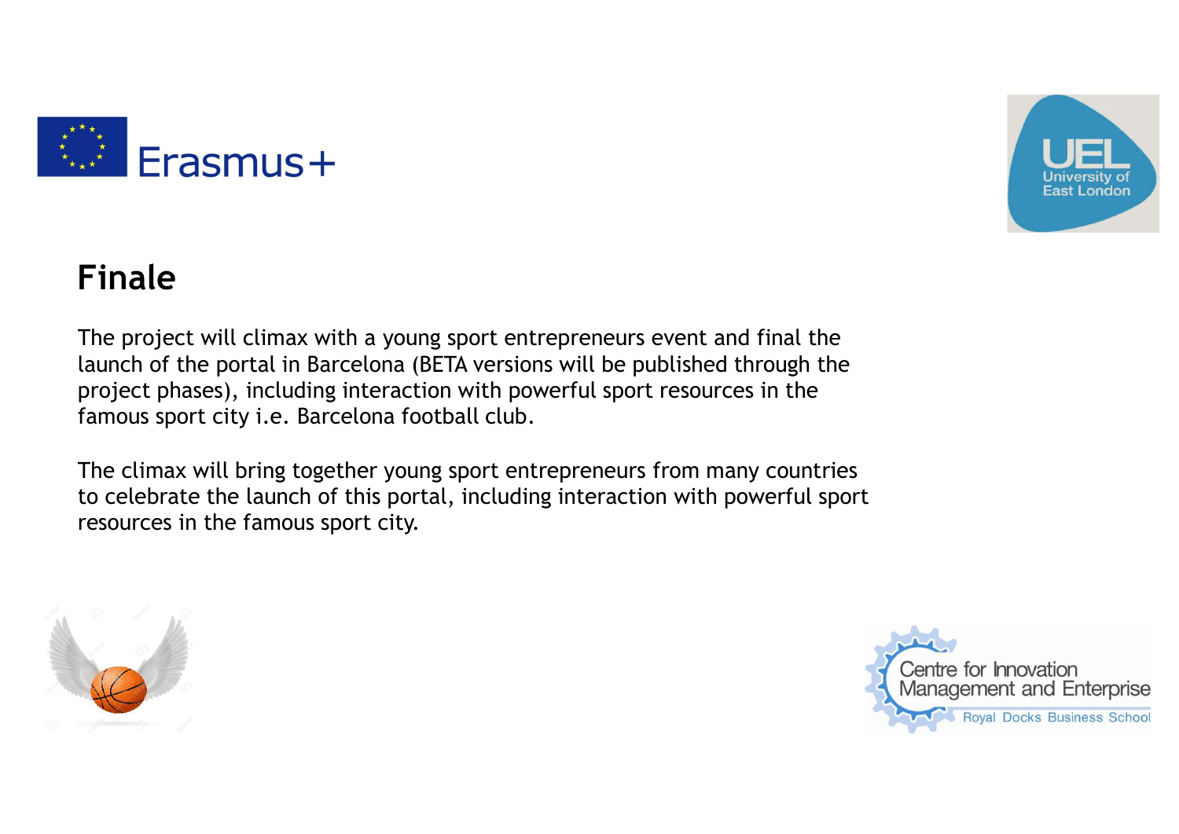## Finale

The project will climax with a young sport entrepreneurs event and final the launch of the portal in Barcelona (BETA versions will be published through the project phases), including interaction with powerful sport resources in the famous sport city i.e. Barcelona football club.

The climax will bring together young sport entrepreneurs from many countries to celebrate the launch of this portal, including interaction with powerful sport resources in the famous sport city.